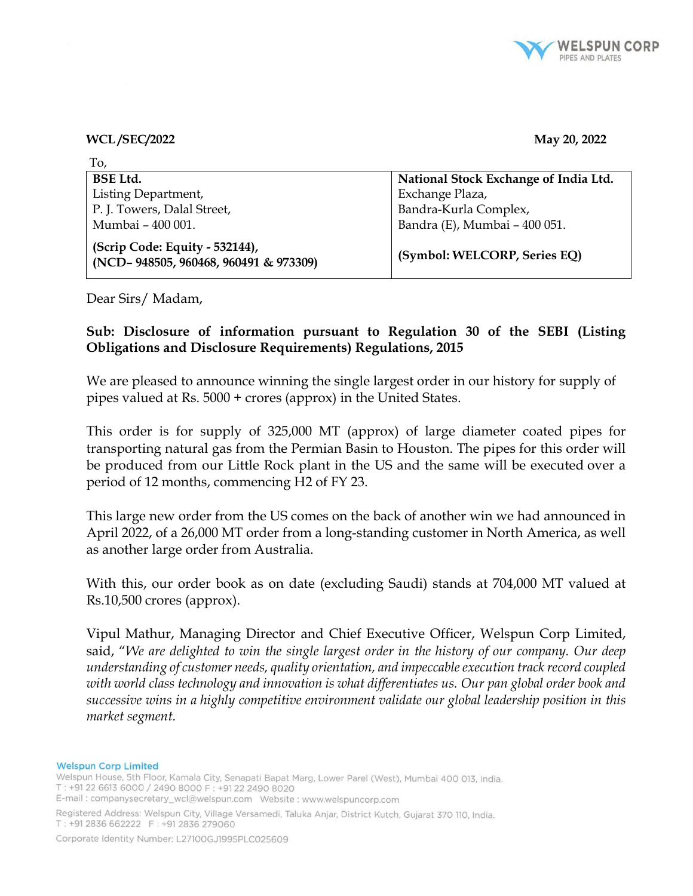**WCL /SEC/2022** **May 20, 2022**

To,

| **BSE Ltd.**<br>Listing Department,<br>P. J. Towers, Dalal Street,<br>Mumbai – 400 001.<br>**(Scrip Code: Equity - 532144),**<br>**(NCD– 948505, 960468, 960491 & 973309)** | **National Stock Exchange of India Ltd.**<br>Exchange Plaza,<br>Bandra-Kurla Complex,<br>Bandra (E), Mumbai – 400 051.<br>**(Symbol: WELCORP, Series EQ)** |
|---|---|

Dear Sirs/ Madam,

**Sub: Disclosure of information pursuant to Regulation 30 of the SEBI (Listing Obligations and Disclosure Requirements) Regulations, 2015**

We are pleased to announce winning the single largest order in our history for supply of pipes valued at Rs. 5000 + crores (approx) in the United States.

This order is for supply of 325,000 MT (approx) of large diameter coated pipes for transporting natural gas from the Permian Basin to Houston. The pipes for this order will be produced from our Little Rock plant in the US and the same will be executed over a period of 12 months, commencing H2 of FY 23.

This large new order from the US comes on the back of another win we had announced in April 2022, of a 26,000 MT order from a long-standing customer in North America, as well as another large order from Australia.

With this, our order book as on date (excluding Saudi) stands at 704,000 MT valued at Rs.10,500 crores (approx).

Vipul Mathur, Managing Director and Chief Executive Officer, Welspun Corp Limited, said, "*We are delighted to win the single largest order in the history of our company. Our deep understanding of customer needs, quality orientation, and impeccable execution track record coupled with world class technology and innovation is what differentiates us. Our pan global order book and successive wins in a highly competitive environment validate our global leadership position in this market segment.*

**Welspun Corp Limited**
Welspun House, 5th Floor, Kamala City, Senapati Bapat Marg, Lower Parel (West), Mumbai 400 013, India.
T : +91 22 6613 6000 / 2490 8000 F : +91 22 2490 8020
E-mail : companysecretary_wcl@welspun.com Website : www.welspuncorp.com

Registered Address: Welspun City, Village Versamedi, Taluka Anjar, District Kutch, Gujarat 370 110, India.
T : +91 2836 662222 F : +91 2836 279060

Corporate Identity Number: L27100GJ1995PLC025609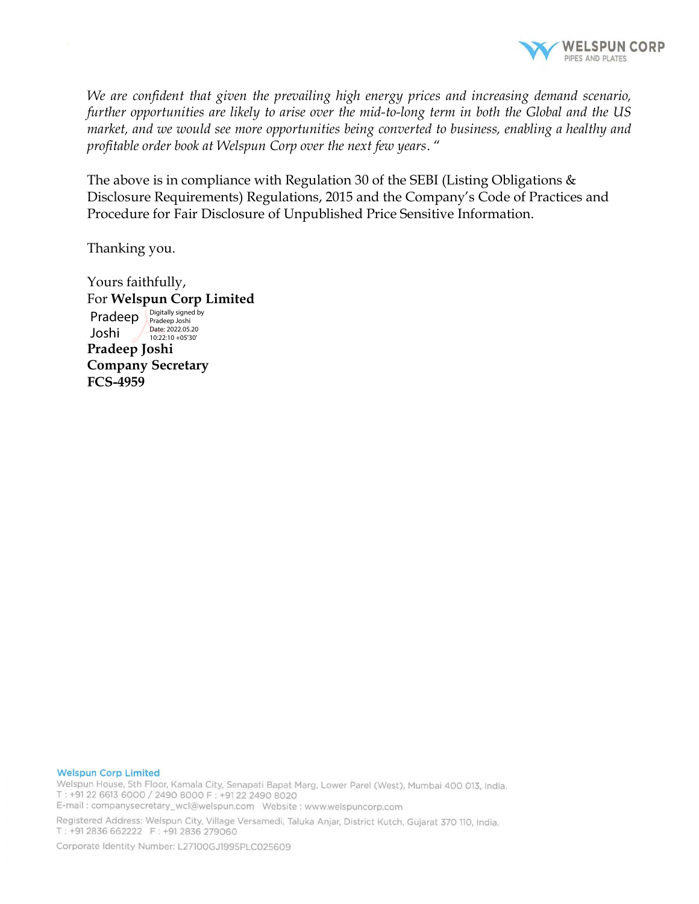*We are confident that given the prevailing high energy prices and increasing demand scenario, further opportunities are likely to arise over the mid-to-long term in both the Global and the US market, and we would see more opportunities being converted to business, enabling a healthy and profitable order book at Welspun Corp over the next few years*. "

The above is in compliance with Regulation 30 of the SEBI (Listing Obligations & Disclosure Requirements) Regulations, 2015 and the Company's Code of Practices and Procedure for Fair Disclosure of Unpublished Price Sensitive Information.

Thanking you.

Yours faithfully,
For **Welspun Corp Limited**

Pradeep Joshi
Digitally signed by Pradeep Joshi
Date: 2022.05.20 10:22:10 +05'30'

**Pradeep Joshi**
**Company Secretary**
**FCS-4959**

**Welspun Corp Limited**
Welspun House, 5th Floor, Kamala City, Senapati Bapat Marg, Lower Parel (West), Mumbai 400 013, India.
T : +91 22 6613 6000 / 2490 8000 F : +91 22 2490 8020
E-mail : companysecretary_wcl@welspun.com Website : www.welspuncorp.com

Registered Address: Welspun City, Village Versamedi, Taluka Anjar, District Kutch, Gujarat 370 110, India.
T : +91 2836 662222 F : +91 2836 279060

Corporate Identity Number: L27100GJ1995PLC025609